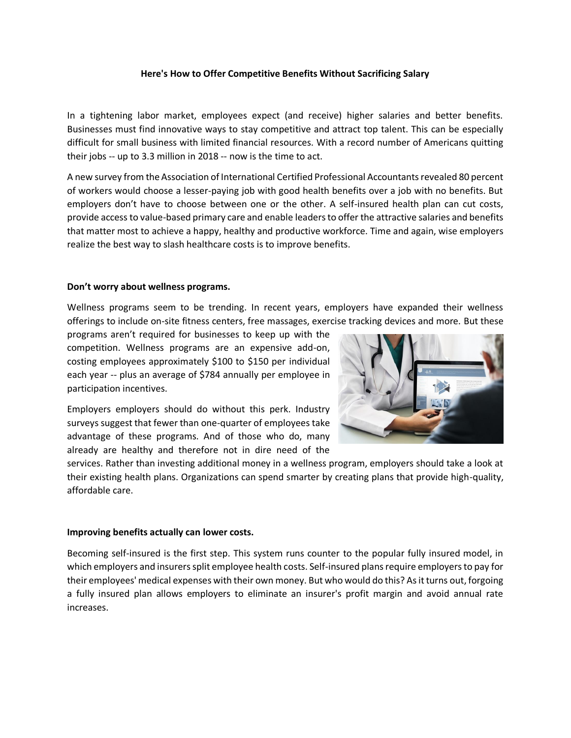**Here's How to Offer Competitive Benefits Without Sacrificing Salary**

In a tightening labor market, employees expect (and receive) higher salaries and better benefits. Businesses must find innovative ways to stay competitive and attract top talent. This can be especially difficult for small business with limited financial resources. With a record number of Americans quitting their jobs -- up to 3.3 million in 2018 -- now is the time to act.

A new survey from the Association of International Certified Professional Accountants revealed 80 percent of workers would choose a lesser-paying job with good health benefits over a job with no benefits. But employers don't have to choose between one or the other. A self-insured health plan can cut costs, provide access to value-based primary care and enable leaders to offer the attractive salaries and benefits that matter most to achieve a happy, healthy and productive workforce. Time and again, wise employers realize the best way to slash healthcare costs is to improve benefits.

**Don't worry about wellness programs.**

Wellness programs seem to be trending. In recent years, employers have expanded their wellness offerings to include on-site fitness centers, free massages, exercise tracking devices and more. But these programs aren't required for businesses to keep up with the competition. Wellness programs are an expensive add-on, costing employees approximately $100 to $150 per individual each year -- plus an average of $784 annually per employee in participation incentives.

Employers employers should do without this perk. Industry surveys suggest that fewer than one-quarter of employees take advantage of these programs. And of those who do, many already are healthy and therefore not in dire need of the services. Rather than investing additional money in a wellness program, employers should take a look at their existing health plans. Organizations can spend smarter by creating plans that provide high-quality, affordable care.

**Improving benefits actually can lower costs.**

Becoming self-insured is the first step. This system runs counter to the popular fully insured model, in which employers and insurers split employee health costs. Self-insured plans require employers to pay for their employees' medical expenses with their own money. But who would do this? As it turns out, forgoing a fully insured plan allows employers to eliminate an insurer's profit margin and avoid annual rate increases.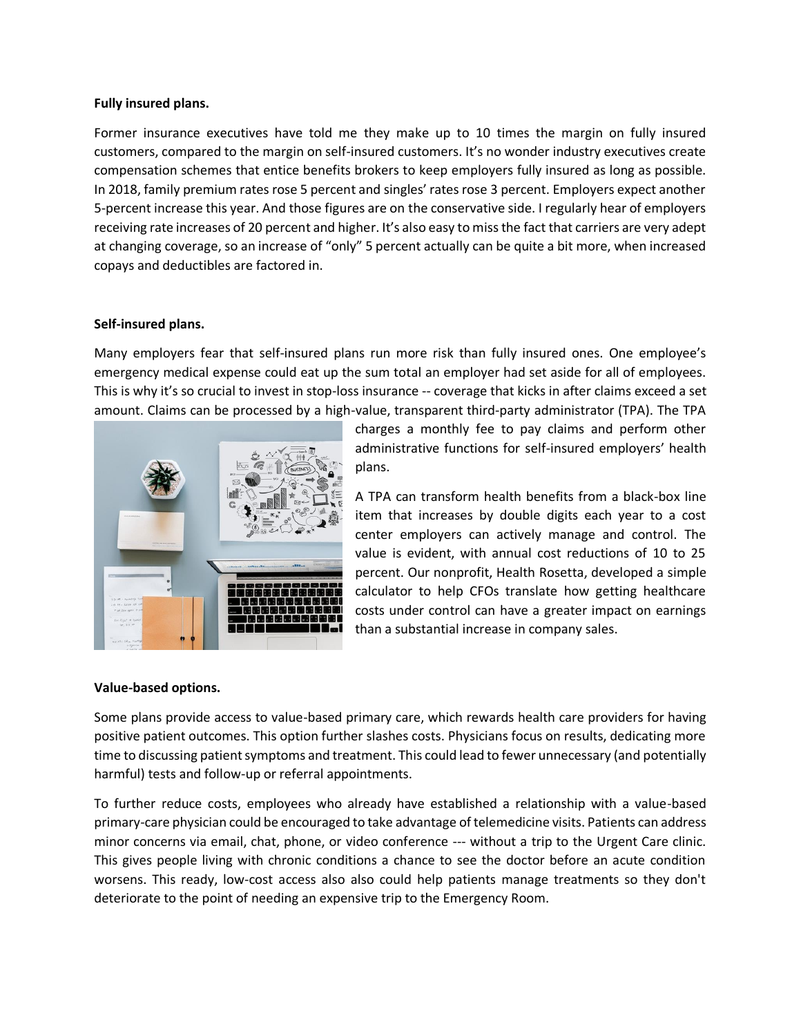**Fully insured plans.**

Former insurance executives have told me they make up to 10 times the margin on fully insured customers, compared to the margin on self-insured customers. It's no wonder industry executives create compensation schemes that entice benefits brokers to keep employers fully insured as long as possible. In 2018, family premium rates rose 5 percent and singles' rates rose 3 percent. Employers expect another 5-percent increase this year. And those figures are on the conservative side. I regularly hear of employers receiving rate increases of 20 percent and higher. It's also easy to miss the fact that carriers are very adept at changing coverage, so an increase of "only" 5 percent actually can be quite a bit more, when increased copays and deductibles are factored in.

**Self-insured plans.**

Many employers fear that self-insured plans run more risk than fully insured ones. One employee's emergency medical expense could eat up the sum total an employer had set aside for all of employees. This is why it's so crucial to invest in stop-loss insurance -- coverage that kicks in after claims exceed a set amount. Claims can be processed by a high-value, transparent third-party administrator (TPA). The TPA charges a monthly fee to pay claims and perform other administrative functions for self-insured employers' health plans.

A TPA can transform health benefits from a black-box line item that increases by double digits each year to a cost center employers can actively manage and control. The value is evident, with annual cost reductions of 10 to 25 percent. Our nonprofit, Health Rosetta, developed a simple calculator to help CFOs translate how getting healthcare costs under control can have a greater impact on earnings than a substantial increase in company sales.

**Value-based options.**

Some plans provide access to value-based primary care, which rewards health care providers for having positive patient outcomes. This option further slashes costs. Physicians focus on results, dedicating more time to discussing patient symptoms and treatment. This could lead to fewer unnecessary (and potentially harmful) tests and follow-up or referral appointments.

To further reduce costs, employees who already have established a relationship with a value-based primary-care physician could be encouraged to take advantage of telemedicine visits. Patients can address minor concerns via email, chat, phone, or video conference --- without a trip to the Urgent Care clinic. This gives people living with chronic conditions a chance to see the doctor before an acute condition worsens. This ready, low-cost access also also could help patients manage treatments so they don't deteriorate to the point of needing an expensive trip to the Emergency Room.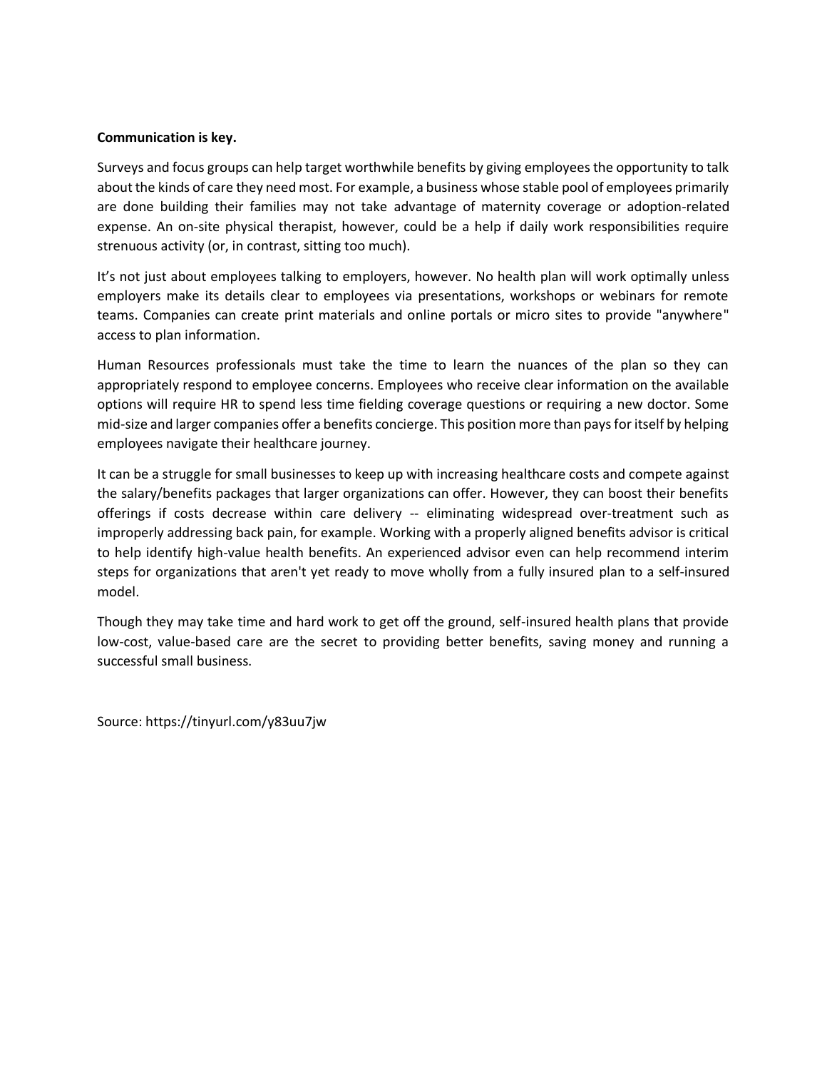**Communication is key.**

Surveys and focus groups can help target worthwhile benefits by giving employees the opportunity to talk about the kinds of care they need most. For example, a business whose stable pool of employees primarily are done building their families may not take advantage of maternity coverage or adoption-related expense. An on-site physical therapist, however, could be a help if daily work responsibilities require strenuous activity (or, in contrast, sitting too much).

It's not just about employees talking to employers, however. No health plan will work optimally unless employers make its details clear to employees via presentations, workshops or webinars for remote teams. Companies can create print materials and online portals or micro sites to provide "anywhere" access to plan information.

Human Resources professionals must take the time to learn the nuances of the plan so they can appropriately respond to employee concerns. Employees who receive clear information on the available options will require HR to spend less time fielding coverage questions or requiring a new doctor. Some mid-size and larger companies offer a benefits concierge. This position more than pays for itself by helping employees navigate their healthcare journey.

It can be a struggle for small businesses to keep up with increasing healthcare costs and compete against the salary/benefits packages that larger organizations can offer. However, they can boost their benefits offerings if costs decrease within care delivery -- eliminating widespread over-treatment such as improperly addressing back pain, for example. Working with a properly aligned benefits advisor is critical to help identify high-value health benefits. An experienced advisor even can help recommend interim steps for organizations that aren't yet ready to move wholly from a fully insured plan to a self-insured model.

Though they may take time and hard work to get off the ground, self-insured health plans that provide low-cost, value-based care are the secret to providing better benefits, saving money and running a successful small business.

Source: https://tinyurl.com/y83uu7jw